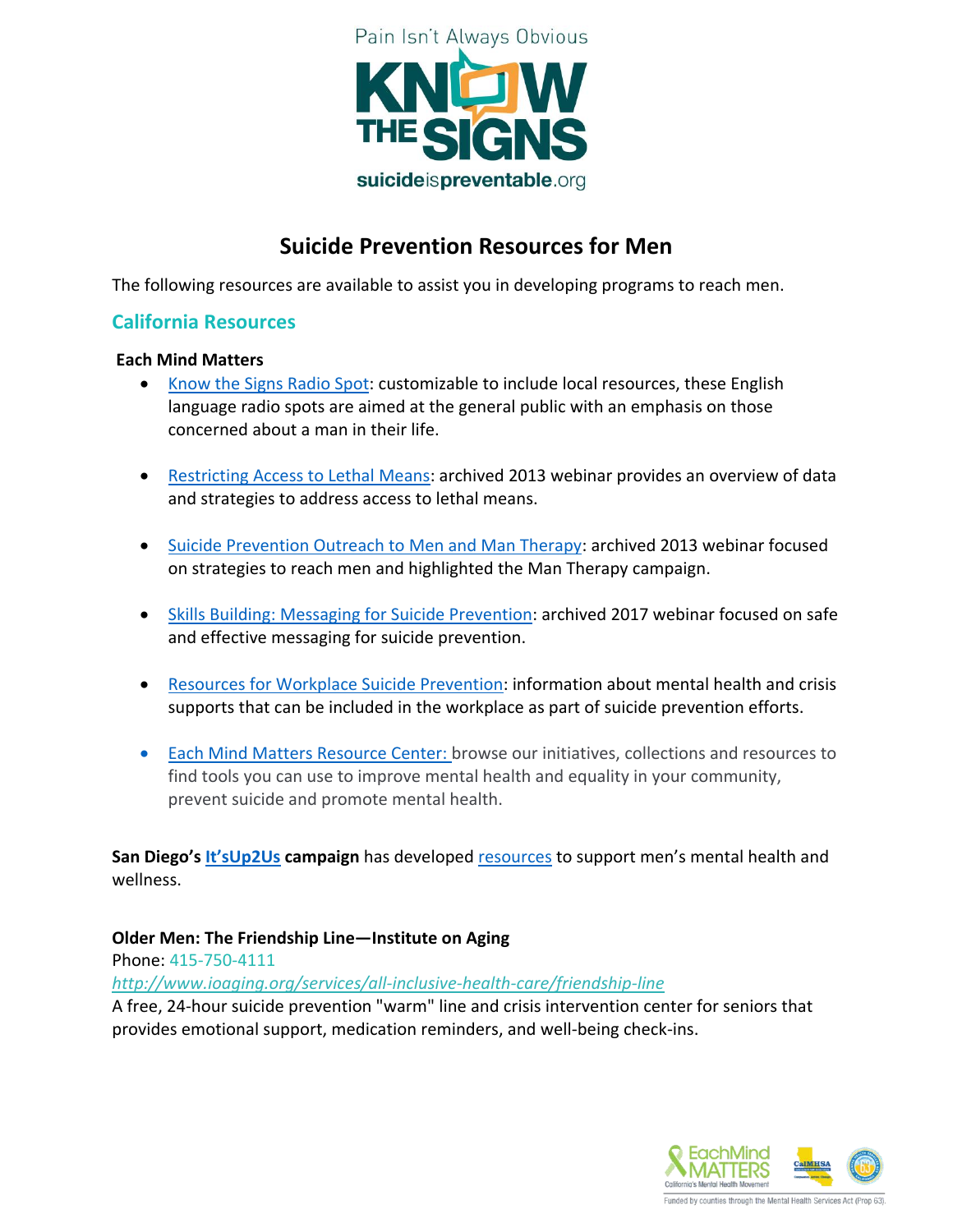Pain Isn't Always Obvious

KNOW THE SIGNS

suicideispreventable.org

# Suicide Prevention Resources for Men

The following resources are available to assist you in developing programs to reach men.

## California Resources

**Each Mind Matters**

- Know the Signs Radio Spot: customizable to include local resources, these English language radio spots are aimed at the general public with an emphasis on those concerned about a man in their life.
- Restricting Access to Lethal Means: archived 2013 webinar provides an overview of data and strategies to address access to lethal means.
- Suicide Prevention Outreach to Men and Man Therapy: archived 2013 webinar focused on strategies to reach men and highlighted the Man Therapy campaign.
- Skills Building: Messaging for Suicide Prevention: archived 2017 webinar focused on safe and effective messaging for suicide prevention.
- Resources for Workplace Suicide Prevention: information about mental health and crisis supports that can be included in the workplace as part of suicide prevention efforts.
- Each Mind Matters Resource Center: browse our initiatives, collections and resources to find tools you can use to improve mental health and equality in your community, prevent suicide and promote mental health.

**San Diego's It'sUp2Us campaign** has developed resources to support men's mental health and wellness.

**Older Men: The Friendship Line—Institute on Aging**
Phone: 415-750-4111
*http://www.ioaging.org/services/all-inclusive-health-care/friendship-line*
A free, 24-hour suicide prevention "warm" line and crisis intervention center for seniors that provides emotional support, medication reminders, and well-being check-ins.

EachMind MATTERS California's Mental Health Movement

Funded by counties through the Mental Health Services Act (Prop 63).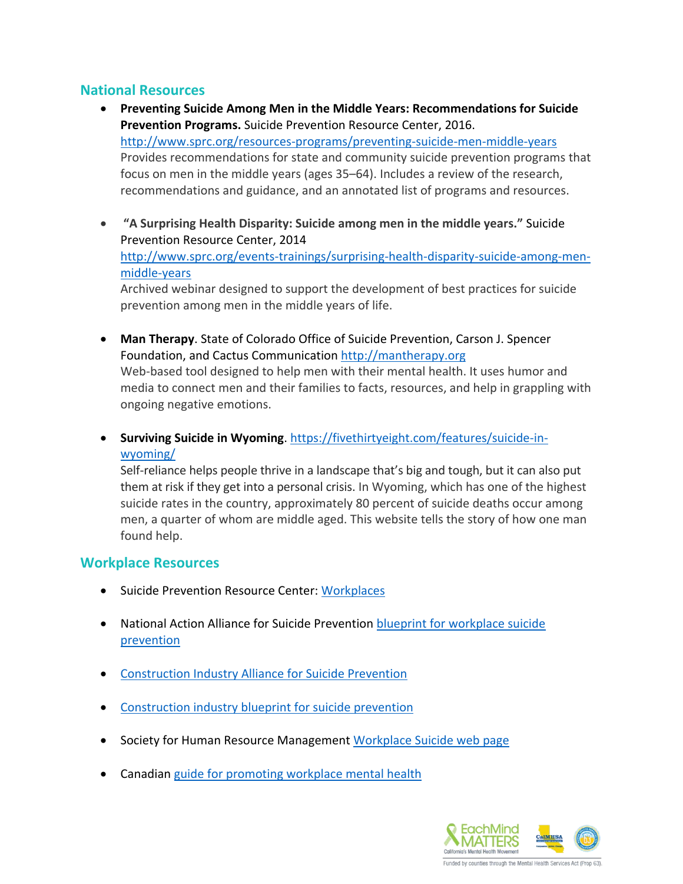## National Resources

- **Preventing Suicide Among Men in the Middle Years: Recommendations for Suicide Prevention Programs.** Suicide Prevention Resource Center, 2016. [http://www.sprc.org/resources-programs/preventing-suicide-men-middle-years](http://www.sprc.org/resources-programs/preventing-suicide-men-middle-years)
  Provides recommendations for state and community suicide prevention programs that focus on men in the middle years (ages 35–64). Includes a review of the research, recommendations and guidance, and an annotated list of programs and resources.

- **"A Surprising Health Disparity: Suicide among men in the middle years."** Suicide Prevention Resource Center, 2014
  [http://www.sprc.org/events-trainings/surprising-health-disparity-suicide-among-men-middle-years](http://www.sprc.org/events-trainings/surprising-health-disparity-suicide-among-men-middle-years)
  Archived webinar designed to support the development of best practices for suicide prevention among men in the middle years of life.

- **Man Therapy**. State of Colorado Office of Suicide Prevention, Carson J. Spencer Foundation, and Cactus Communication [http://mantherapy.org](http://mantherapy.org)
  Web-based tool designed to help men with their mental health. It uses humor and media to connect men and their families to facts, resources, and help in grappling with ongoing negative emotions.

- **Surviving Suicide in Wyoming**. [https://fivethirtyeight.com/features/suicide-in-wyoming/](https://fivethirtyeight.com/features/suicide-in-wyoming/)
  Self-reliance helps people thrive in a landscape that's big and tough, but it can also put them at risk if they get into a personal crisis. In Wyoming, which has one of the highest suicide rates in the country, approximately 80 percent of suicide deaths occur among men, a quarter of whom are middle aged. This website tells the story of how one man found help.

## Workplace Resources

- Suicide Prevention Resource Center: Workplaces
- National Action Alliance for Suicide Prevention blueprint for workplace suicide prevention
- Construction Industry Alliance for Suicide Prevention
- Construction industry blueprint for suicide prevention
- Society for Human Resource Management Workplace Suicide web page
- Canadian guide for promoting workplace mental health

EachMind MATTERS California's Mental Health Movement

Funded by counties through the Mental Health Services Act (Prop 63).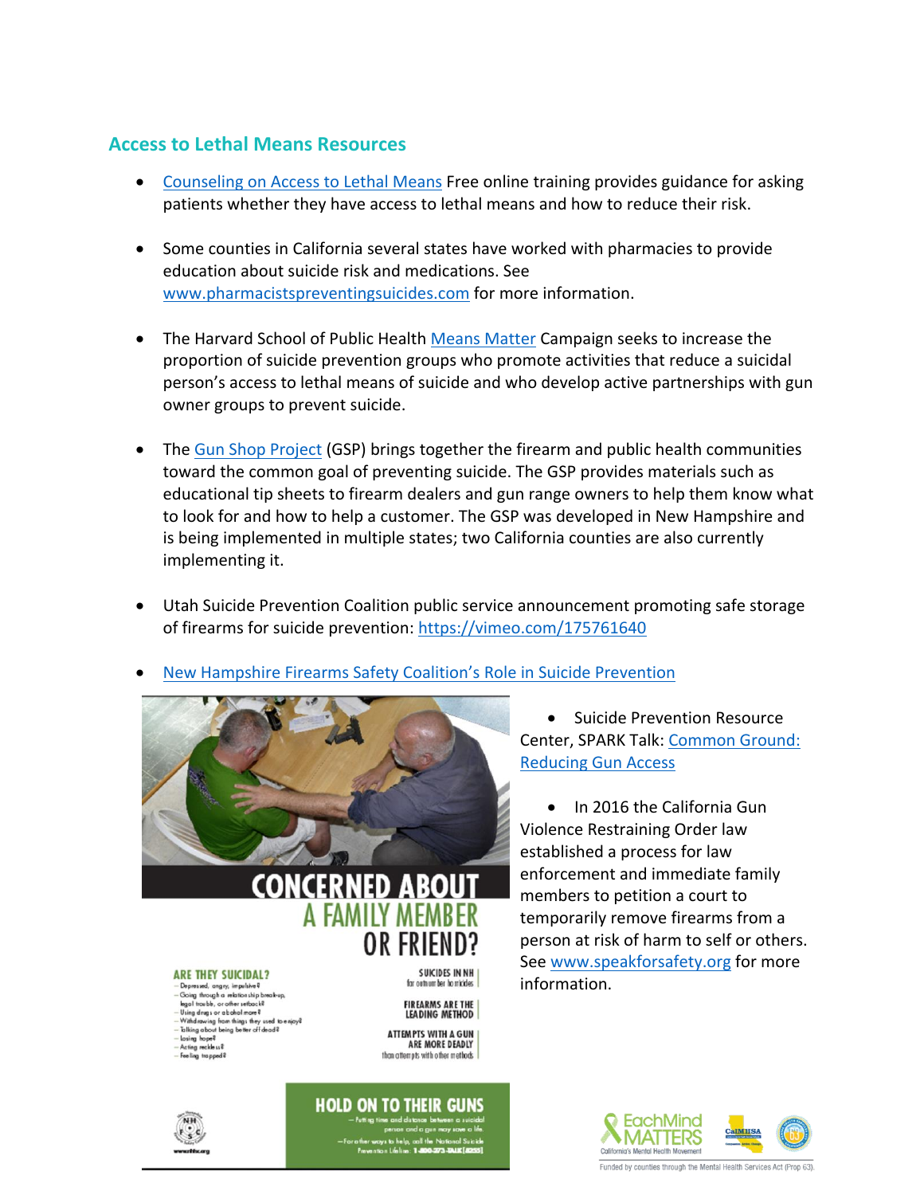## Access to Lethal Means Resources

- Counseling on Access to Lethal Means Free online training provides guidance for asking patients whether they have access to lethal means and how to reduce their risk.

- Some counties in California several states have worked with pharmacies to provide education about suicide risk and medications. See www.pharmacistspreventingsuicides.com for more information.

- The Harvard School of Public Health Means Matter Campaign seeks to increase the proportion of suicide prevention groups who promote activities that reduce a suicidal person's access to lethal means of suicide and who develop active partnerships with gun owner groups to prevent suicide.

- The Gun Shop Project (GSP) brings together the firearm and public health communities toward the common goal of preventing suicide. The GSP provides materials such as educational tip sheets to firearm dealers and gun range owners to help them know what to look for and how to help a customer. The GSP was developed in New Hampshire and is being implemented in multiple states; two California counties are also currently implementing it.

- Utah Suicide Prevention Coalition public service announcement promoting safe storage of firearms for suicide prevention: https://vimeo.com/175761640

- New Hampshire Firearms Safety Coalition's Role in Suicide Prevention

- Suicide Prevention Resource Center, SPARK Talk: Common Ground: Reducing Gun Access

- In 2016 the California Gun Violence Restraining Order law established a process for law enforcement and immediate family members to petition a court to temporarily remove firearms from a person at risk of harm to self or others. See www.speakforsafety.org for more information.

Funded by counties through the Mental Health Services Act (Prop 63).